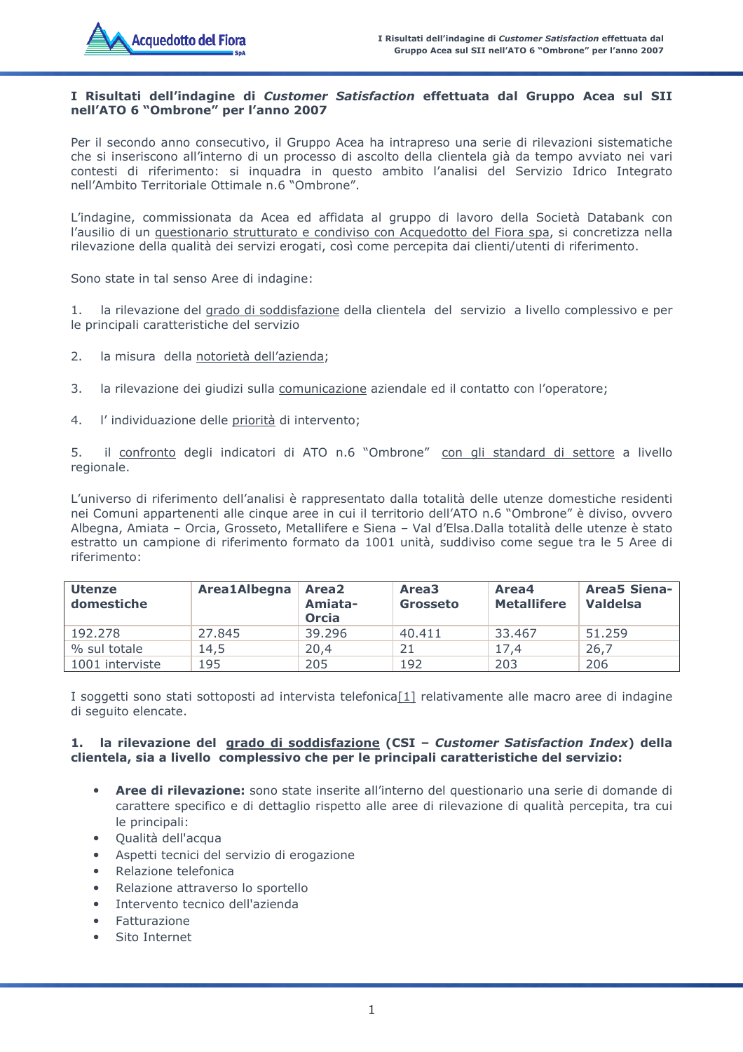# I Risultati dell'indagine di *Customer Satisfaction* effettuata dal Gruppo Acea sul SII nell'ATO 6 "Ombrone" per l'anno 2007

Per il secondo anno consecutivo, il Gruppo Acea ha intrapreso una serie di rilevazioni sistematiche che si inseriscono all'interno di un processo di ascolto della clientela già da tempo avviato nei vari contesti di riferimento: si inquadra in questo ambito l'analisi del Servizio Idrico Integrato nell'Ambito Territoriale Ottimale n.6 "Ombrone".

L'indagine, commissionata da Acea ed affidata al gruppo di lavoro della Società Databank con l'ausilio di un questionario strutturato e condiviso con Acquedotto del Fiora spa, si concretizza nella rilevazione della qualità dei servizi erogati, così come percepita dai clienti/utenti di riferimento.

Sono state in tal senso Aree di indagine:

1. la rilevazione del grado di soddisfazione della clientela del servizio a livello complessivo e per le principali caratteristiche del servizio

2. la misura della notorietà dell'azienda;

3. la rilevazione dei giudizi sulla comunicazione aziendale ed il contatto con l'operatore;

4. l' individuazione delle priorità di intervento;

5. il confronto degli indicatori di ATO n.6 "Ombrone" con gli standard di settore a livello regionale.

L'universo di riferimento dell'analisi è rappresentato dalla totalità delle utenze domestiche residenti nei Comuni appartenenti alle cinque aree in cui il territorio dell'ATO n.6 "Ombrone" è diviso, ovvero Albegna, Amiata – Orcia, Grosseto, Metallifere e Siena – Val d'Elsa.Dalla totalità delle utenze è stato estratto un campione di riferimento formato da 1001 unità, suddiviso come segue tra le 5 Aree di riferimento:

| **Utenze domestiche** | **Area1Albegna** | **Area2 Amiata-Orcia** | **Area3 Grosseto** | **Area4 Metallifere** | **Area5 Siena-Valdelsa** |
|---|---|---|---|---|---|
| 192.278 | 27.845 | 39.296 | 40.411 | 33.467 | 51.259 |
| % sul totale | 14,5 | 20,4 | 21 | 17,4 | 26,7 |
| 1001 interviste | 195 | 205 | 192 | 203 | 206 |

I soggetti sono stati sottoposti ad intervista telefonica[1] relativamente alle macro aree di indagine di seguito elencate.

**1. la rilevazione del grado di soddisfazione (CSI – *Customer Satisfaction Index*) della clientela, sia a livello complessivo che per le principali caratteristiche del servizio:**

- **Aree di rilevazione:** sono state inserite all'interno del questionario una serie di domande di carattere specifico e di dettaglio rispetto alle aree di rilevazione di qualità percepita, tra cui le principali:
- Qualità dell'acqua
- Aspetti tecnici del servizio di erogazione
- Relazione telefonica
- Relazione attraverso lo sportello
- Intervento tecnico dell'azienda
- Fatturazione
- Sito Internet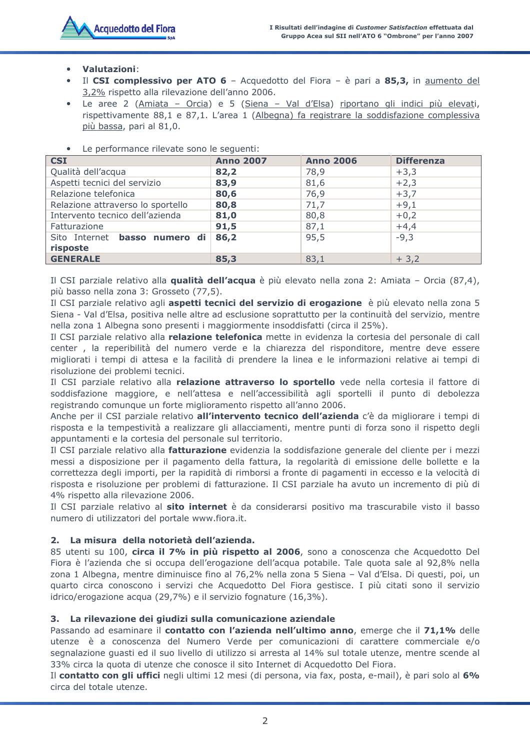- **Valutazioni**:
- Il **CSI complessivo per ATO 6** – Acquedotto del Fiora – è pari a **85,3,** in aumento del 3,2% rispetto alla rilevazione dell'anno 2006.
- Le aree 2 (Amiata – Orcia) e 5 (Siena – Val d'Elsa) riportano gli indici più elevati, rispettivamente 88,1 e 87,1. L'area 1 (Albegna) fa registrare la soddisfazione complessiva più bassa, pari al 81,0.

- Le performance rilevate sono le seguenti:

| CSI | Anno 2007 | Anno 2006 | Differenza |
|---|---|---|---|
| Qualità dell'acqua | **82,2** | 78,9 | +3,3 |
| Aspetti tecnici del servizio | **83,9** | 81,6 | +2,3 |
| Relazione telefonica | **80,6** | 76,9 | +3,7 |
| Relazione attraverso lo sportello | **80,8** | 71,7 | +9,1 |
| Intervento tecnico dell'azienda | **81,0** | 80,8 | +0,2 |
| Fatturazione | **91,5** | 87,1 | +4,4 |
| Sito Internet **basso numero di risposte** | **86,2** | 95,5 | -9,3 |
| **GENERALE** | **85,3** | 83,1 | + 3,2 |

Il CSI parziale relativo alla **qualità dell'acqua** è più elevato nella zona 2: Amiata – Orcia (87,4), più basso nella zona 3: Grosseto (77,5).
Il CSI parziale relativo agli **aspetti tecnici del servizio di erogazione** è più elevato nella zona 5 Siena - Val d'Elsa, positiva nelle altre ad esclusione soprattutto per la continuità del servizio, mentre nella zona 1 Albegna sono presenti i maggiormente insoddisfatti (circa il 25%).
Il CSI parziale relativo alla **relazione telefonica** mette in evidenza la cortesia del personale di call center , la reperibilità del numero verde e la chiarezza del risponditore, mentre deve essere migliorati i tempi di attesa e la facilità di prendere la linea e le informazioni relative ai tempi di risoluzione dei problemi tecnici.
Il CSI parziale relativo alla **relazione attraverso lo sportello** vede nella cortesia il fattore di soddisfazione maggiore, e nell'attesa e nell'accessibilità agli sportelli il punto di debolezza registrando comunque un forte miglioramento rispetto all'anno 2006.
Anche per il CSI parziale relativo **all'intervento tecnico dell'azienda** c'è da migliorare i tempi di risposta e la tempestività a realizzare gli allacciamenti, mentre punti di forza sono il rispetto degli appuntamenti e la cortesia del personale sul territorio.
Il CSI parziale relativo alla **fatturazione** evidenzia la soddisfazione generale del cliente per i mezzi messi a disposizione per il pagamento della fattura, la regolarità di emissione delle bollette e la correttezza degli importi, per la rapidità di rimborsi a fronte di pagamenti in eccesso e la velocità di risposta e risoluzione per problemi di fatturazione. Il CSI parziale ha avuto un incremento di più di 4% rispetto alla rilevazione 2006.
Il CSI parziale relativo al **sito internet** è da considerarsi positivo ma trascurabile visto il basso numero di utilizzatori del portale www.fiora.it.

### 2. La misura della notorietà dell'azienda.

85 utenti su 100, **circa il 7% in più rispetto al 2006**, sono a conoscenza che Acquedotto Del Fiora è l'azienda che si occupa dell'erogazione dell'acqua potabile. Tale quota sale al 92,8% nella zona 1 Albegna, mentre diminuisce fino al 76,2% nella zona 5 Siena – Val d'Elsa. Di questi, poi, un quarto circa conoscono i servizi che Acquedotto Del Fiora gestisce. I più citati sono il servizio idrico/erogazione acqua (29,7%) e il servizio fognature (16,3%).

### 3. La rilevazione dei giudizi sulla comunicazione aziendale

Passando ad esaminare il **contatto con l'azienda nell'ultimo anno**, emerge che il **71,1%** delle utenze è a conoscenza del Numero Verde per comunicazioni di carattere commerciale e/o segnalazione guasti ed il suo livello di utilizzo si arresta al 14% sul totale utenze, mentre scende al 33% circa la quota di utenze che conosce il sito Internet di Acquedotto Del Fiora.
Il **contatto con gli uffici** negli ultimi 12 mesi (di persona, via fax, posta, e-mail), è pari solo al **6%** circa del totale utenze.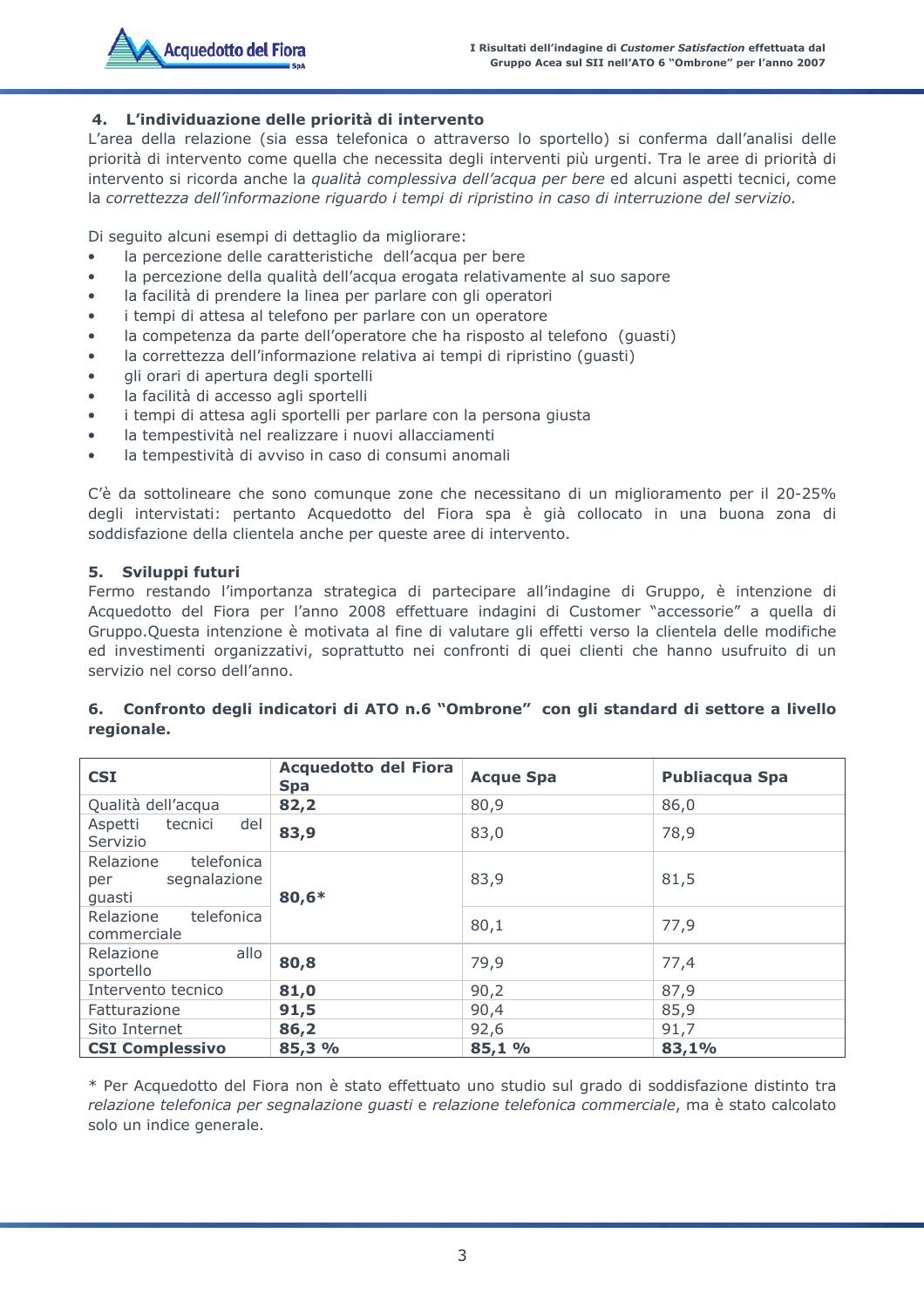## 4. L'individuazione delle priorità di intervento

L'area della relazione (sia essa telefonica o attraverso lo sportello) si conferma dall'analisi delle priorità di intervento come quella che necessita degli interventi più urgenti. Tra le aree di priorità di intervento si ricorda anche la *qualità complessiva dell'acqua per bere* ed alcuni aspetti tecnici, come la *correttezza dell'informazione riguardo i tempi di ripristino in caso di interruzione del servizio.*

Di seguito alcuni esempi di dettaglio da migliorare:

- la percezione delle caratteristiche dell'acqua per bere
- la percezione della qualità dell'acqua erogata relativamente al suo sapore
- la facilità di prendere la linea per parlare con gli operatori
- i tempi di attesa al telefono per parlare con un operatore
- la competenza da parte dell'operatore che ha risposto al telefono (guasti)
- la correttezza dell'informazione relativa ai tempi di ripristino (guasti)
- gli orari di apertura degli sportelli
- la facilità di accesso agli sportelli
- i tempi di attesa agli sportelli per parlare con la persona giusta
- la tempestività nel realizzare i nuovi allacciamenti
- la tempestività di avviso in caso di consumi anomali

C'è da sottolineare che sono comunque zone che necessitano di un miglioramento per il 20-25% degli intervistati: pertanto Acquedotto del Fiora spa è già collocato in una buona zona di soddisfazione della clientela anche per queste aree di intervento.

## 5. Sviluppi futuri

Fermo restando l'importanza strategica di partecipare all'indagine di Gruppo, è intenzione di Acquedotto del Fiora per l'anno 2008 effettuare indagini di Customer "accessorie" a quella di Gruppo.Questa intenzione è motivata al fine di valutare gli effetti verso la clientela delle modifiche ed investimenti organizzativi, soprattutto nei confronti di quei clienti che hanno usufruito di un servizio nel corso dell'anno.

## 6. Confronto degli indicatori di ATO n.6 "Ombrone" con gli standard di settore a livello regionale.

| **CSI** | **Acquedotto del Fiora Spa** | **Acque Spa** | **Publiacqua Spa** |
|---|---|---|---|
| Qualità dell'acqua | **82,2** | 80,9 | 86,0 |
| Aspetti tecnici del Servizio | **83,9** | 83,0 | 78,9 |
| Relazione telefonica per segnalazione guasti | **80,6*** | 83,9 | 81,5 |
| Relazione telefonica commerciale | | 80,1 | 77,9 |
| Relazione allo sportello | **80,8** | 79,9 | 77,4 |
| Intervento tecnico | **81,0** | 90,2 | 87,9 |
| Fatturazione | **91,5** | 90,4 | 85,9 |
| Sito Internet | **86,2** | 92,6 | 91,7 |
| **CSI Complessivo** | **85,3 %** | **85,1 %** | **83,1%** |

\* Per Acquedotto del Fiora non è stato effettuato uno studio sul grado di soddisfazione distinto tra *relazione telefonica per segnalazione guasti* e *relazione telefonica commerciale*, ma è stato calcolato solo un indice generale.